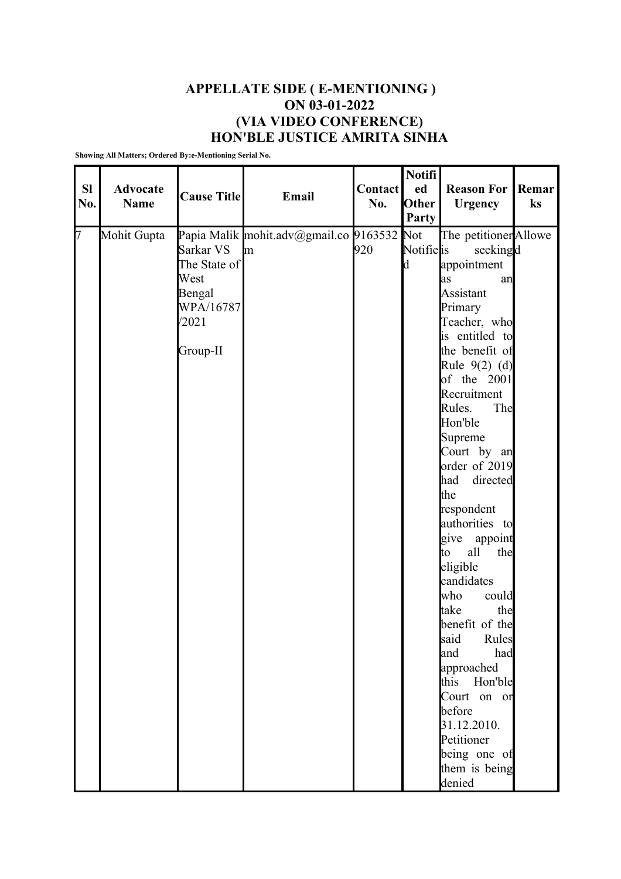# APPELLATE SIDE ( E-MENTIONING )
# ON 03-01-2022
# (VIA VIDEO CONFERENCE)
# HON'BLE JUSTICE AMRITA SINHA

**Showing All Matters; Ordered By:e-Mentioning Serial No.**

| Sl No. | Advocate Name | Cause Title | Email | Contact No. | Notified Other Party | Reason For Urgency | Remarks |
|---|---|---|---|---|---|---|---|
| 7 | Mohit Gupta | Papia Malik Sarkar VS The State of West Bengal WPA/16787/2021 Group-II | mohit.adv@gmail.com | 9163532920 | Not Notified | The petitioner is seeking appointment as an Assistant Primary Teacher, who is entitled to the benefit of Rule 9(2) (d) of the 2001 Recruitment Rules. The Hon'ble Supreme Court by an order of 2019 had directed the respondent authorities to give appoint to all the eligible candidates who could take the benefit of the said Rules and had approached this Hon'ble Court on or before 31.12.2010. Petitioner being one of them is being denied | Allowed |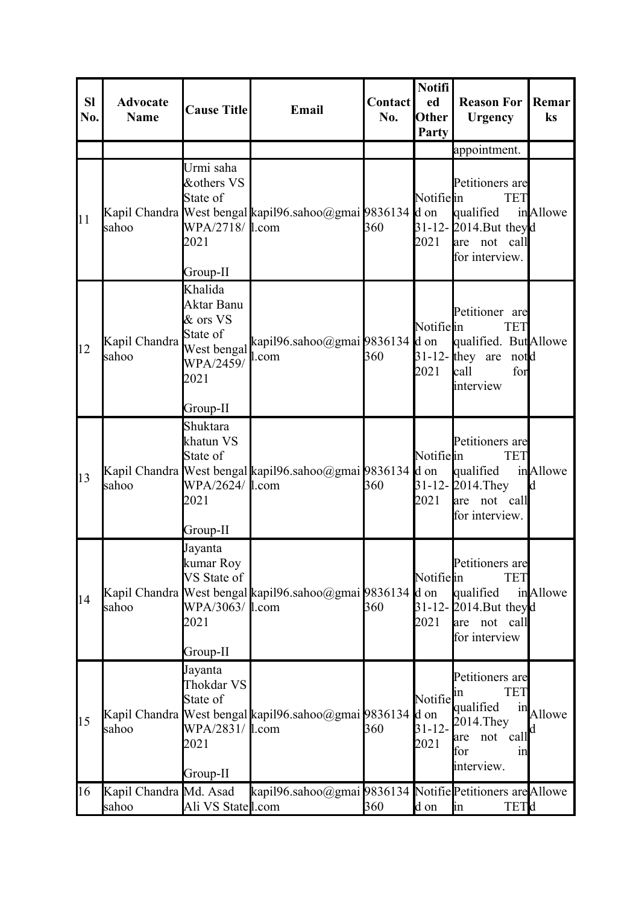| Sl No. | Advocate Name | Cause Title | Email | Contact No. | Notified Other Party | Reason For Urgency | Remarks |
|---|---|---|---|---|---|---|---|
| | | | | | | appointment. | |
| 11 | Kapil Chandra sahoo | Urmi saha &others VS State of West bengal WPA/2718/2021 Group-II | kapil96.sahoo@gmail.com | 9836134360 | Notified on 31-12-2021 | Petitioners are TET qualified in 2014.But they are not call for interview. | Allowed |
| 12 | Kapil Chandra sahoo | Khalida Aktar Banu & ors VS State of West bengal WPA/2459/2021 Group-II | kapil96.sahoo@gmail.com | 9836134360 | Notified on 31-12-2021 | Petitioner are TET qualified. But they are not call for interview | Allowed |
| 13 | Kapil Chandra sahoo | Shuktara khatun VS State of West bengal WPA/2624/2021 Group-II | kapil96.sahoo@gmail.com | 9836134360 | Notified on 31-12-2021 | Petitioners are TET qualified in 2014.They are not call for interview. | Allowed |
| 14 | Kapil Chandra sahoo | Jayanta kumar Roy VS State of West bengal WPA/3063/2021 Group-II | kapil96.sahoo@gmail.com | 9836134360 | Notified on 31-12-2021 | Petitioners are TET qualified in 2014.But they are not call for interview | Allowed |
| 15 | Kapil Chandra sahoo | Jayanta Thokdar VS State of West bengal WPA/2831/2021 Group-II | kapil96.sahoo@gmail.com | 9836134360 | Notified on 31-12-2021 | Petitioners are TET qualified in 2014.They are not call for interview. | Allowed |
| 16 | Kapil Chandra sahoo | Md. Asad Ali VS State | kapil96.sahoo@gmail.com | 9836134360 | Notified on | Petitioners are in TET | Allowed |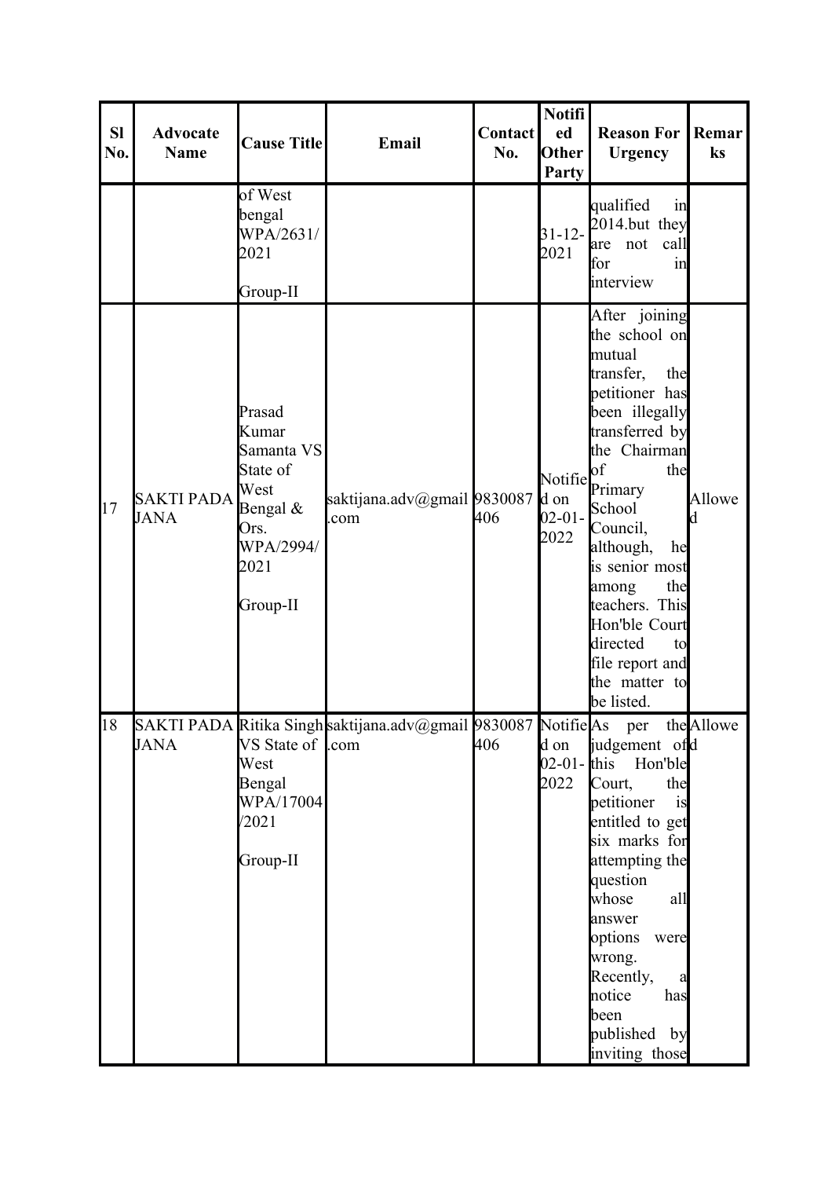| Sl No. | Advocate Name | Cause Title | Email | Contact No. | Notified Other Party | Reason For Urgency | Remarks |
|---|---|---|---|---|---|---|---|
| | | of West bengal WPA/2631/2021 Group-II | | | 31-12-2021 | qualified in 2014.but they are not call for in interview | |
| 17 | SAKTI PADA JANA | Prasad Kumar Samanta VS State of West Bengal & Ors. WPA/2994/2021 Group-II | saktijana.adv@gmail.com | 9830087406 | Notified on 02-01-2022 | After joining the school on mutual transfer, the petitioner has been illegally transferred by the Chairman of the Primary School Council, although, he is senior most among the teachers. This Hon'ble Court directed to file report and the matter to be listed. | Allowed |
| 18 | SAKTI PADA JANA | Ritika Singh VS State of West Bengal WPA/17004/2021 Group-II | saktijana.adv@gmail.com | 9830087406 | Notified on 02-01-2022 | As per the judgement of this Hon'ble Court, the petitioner is entitled to get six marks for attempting the question whose all answer options were wrong. Recently, a notice has been published by inviting those | Allowed |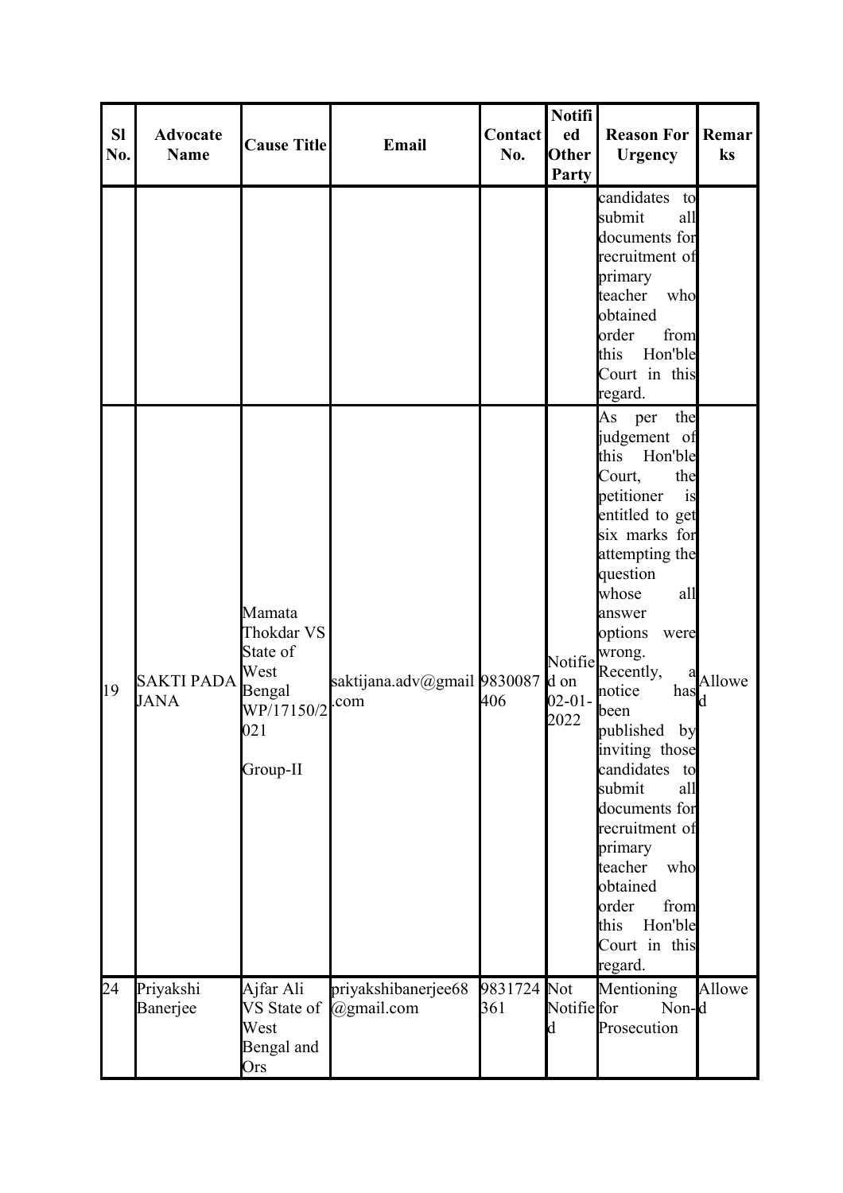| Sl No. | Advocate Name | Cause Title | Email | Contact No. | Notified Other Party | Reason For Urgency | Remarks |
|---|---|---|---|---|---|---|---|
| | | | | | | candidates to submit all documents for recruitment of primary teacher who obtained order from this Hon'ble Court in this regard. | |
| 19 | SAKTI PADA JANA | Mamata Thokdar VS State of West Bengal WP/17150/2021 Group-II | saktijana.adv@gmail.com | 9830087406 | Notified on 02-01-2022 | As per the judgement of this Hon'ble Court, the petitioner is entitled to get six marks for attempting the question whose all answer options were wrong. Recently, a notice has been published by inviting those candidates to submit all documents for recruitment of primary teacher who obtained order from this Hon'ble Court in this regard. | Allowed |
| 24 | Priyakshi Banerjee | Ajfar Ali VS State of West Bengal and Ors | priyakshibanerjee68@gmail.com | 9831724361 | Not Notified | Mentioning for Non-Prosecution | Allowed |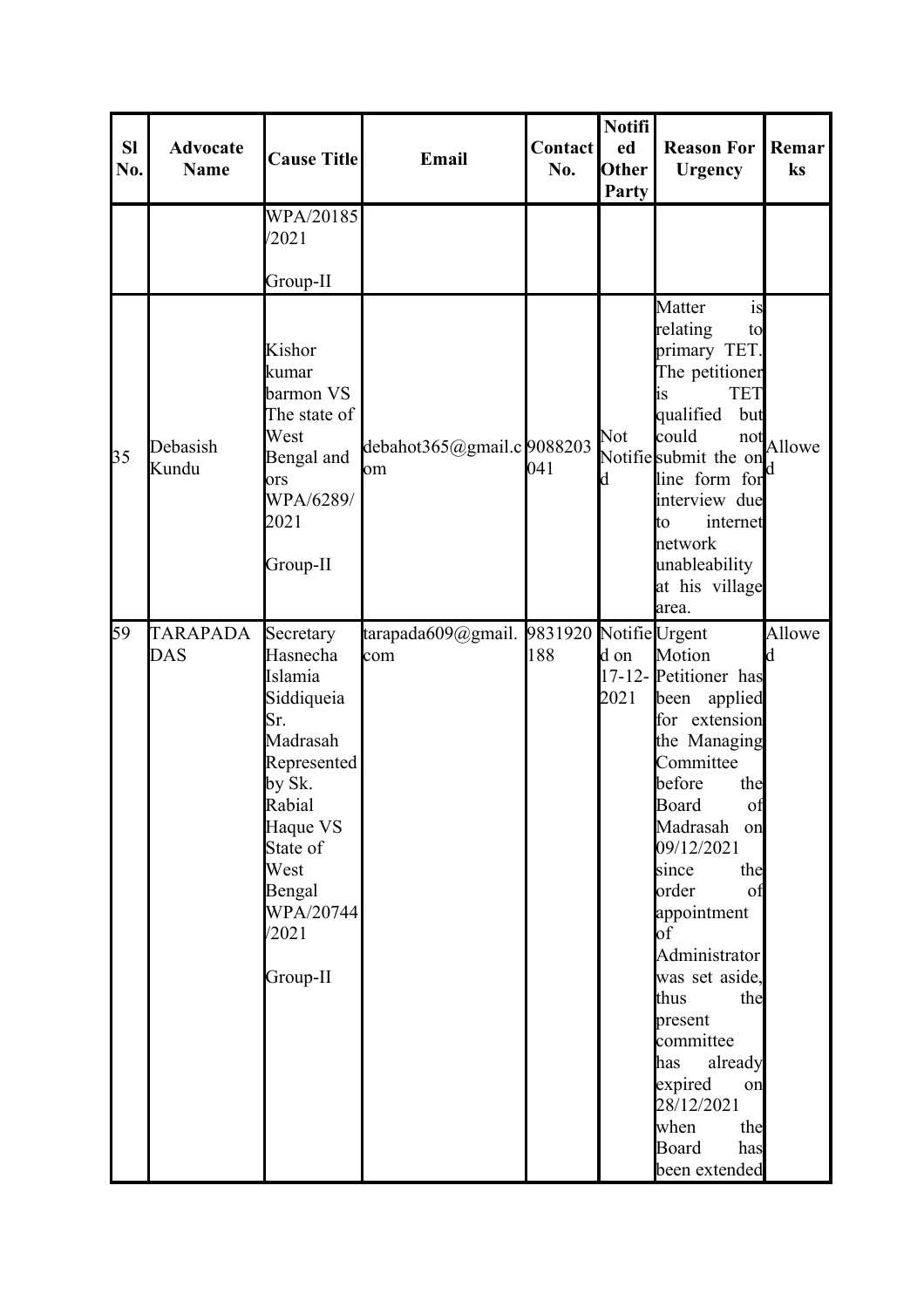| Sl No. | Advocate Name | Cause Title | Email | Contact No. | Notified Other Party | Reason For Urgency | Remarks |
| --- | --- | --- | --- | --- | --- | --- | --- |
| | | WPA/20185/2021<br><br>Group-II | | | | | |
| 35 | Debasish Kundu | Kishor kumar barmon VS The state of West Bengal and ors WPA/6289/2021<br><br>Group-II | debahot365@gmail.com | 9088203041 | Not Notified | Matter is relating to primary TET. The petitioner is TET qualified but could not submit the on line form for interview due to internet network unableability at his village area. | Allowed |
| 59 | TARAPADA DAS | Secretary Hasnecha Islamia Siddiqueia Sr. Madrasah Represented by Sk. Rabial Haque VS State of West Bengal WPA/20744/2021<br><br>Group-II | tarapada609@gmail.com | 9831920188 | Notified on 17-12-2021 | Urgent Motion Petitioner has been applied for extension the Managing Committee before the Board of Madrasah on 09/12/2021 since the order of appointment of Administrator was set aside, thus the present committee has already expired on 28/12/2021 when the Board has been extended | Allowed |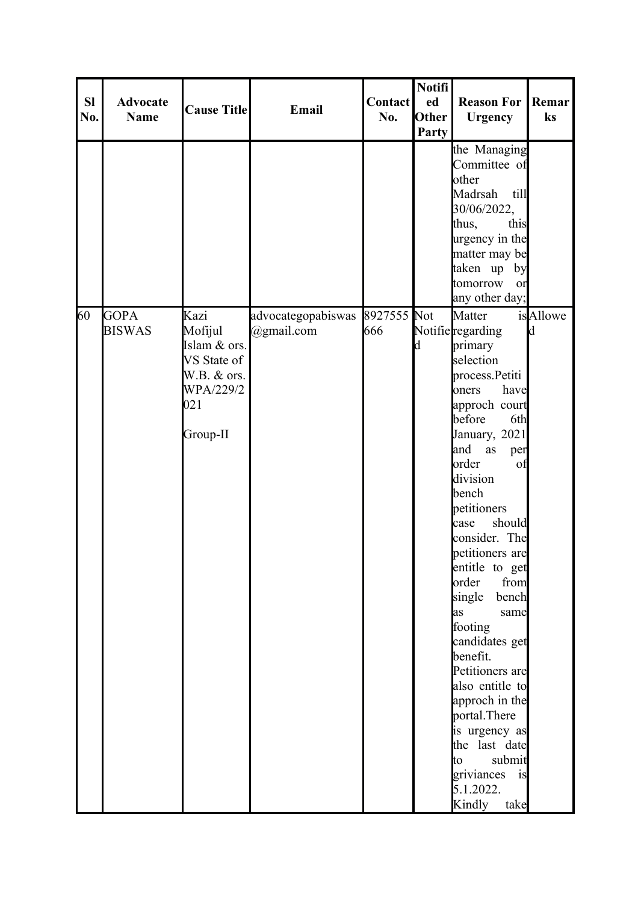| Sl No. | Advocate Name | Cause Title | Email | Contact No. | Notified Other Party | Reason For Urgency | Remarks |
|---|---|---|---|---|---|---|---|
| | | | | | | the Managing Committee of other Madrsah till 30/06/2022, thus, this urgency in the matter may be taken up by tomorrow or any other day; | |
| 60 | GOPA BISWAS | Kazi Mofijul Islam & ors. VS State of W.B. & ors. WPA/229/2021<br><br>Group-II | advocategopabiswas@gmail.com | 8927555666 | Not Notified | Matter is regarding primary selection process.Petitioners have approch court before 6th January, 2021 and as per order of division bench petitioners case should consider. The petitioners are entitle to get order from single bench as same footing candidates get benefit. Petitioners are also entitle to approch in the portal.There is urgency as the last date to submit griviances is 5.1.2022. Kindly take | Allowed |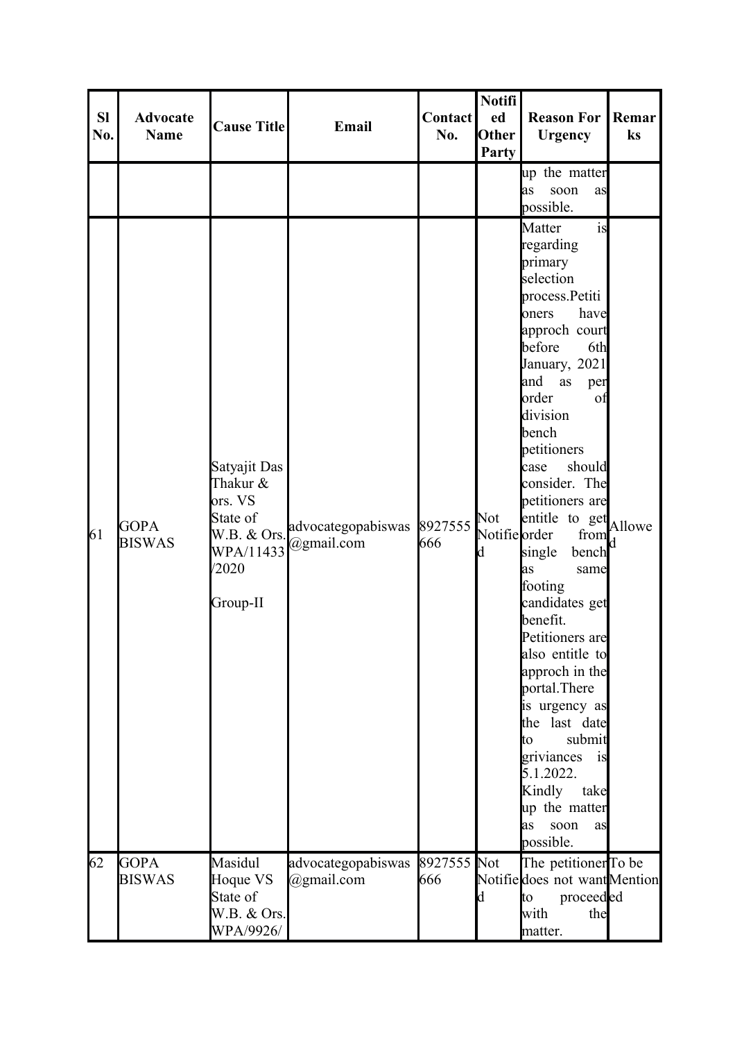| Sl No. | Advocate Name | Cause Title | Email | Contact No. | Notified Other Party | Reason For Urgency | Remarks |
|---|---|---|---|---|---|---|---|
| | | | | | | up the matter as soon as possible. | |
| 61 | GOPA BISWAS | Satyajit Das Thakur & ors. VS State of W.B. & Ors. WPA/11433/2020 Group-II | advocategopabiswas@gmail.com | 8927555666 | Not Notified | Matter is regarding primary selection process.Petitioners have approch court before 6th January, 2021 and as per order of division bench petitioners case should consider. The petitioners are entitle to get order from single bench as same footing candidates get benefit. Petitioners are also entitle to approch in the portal.There is urgency as the last date to submit griviances is 5.1.2022. Kindly take up the matter as soon as possible. | Allowed |
| 62 | GOPA BISWAS | Masidul Hoque VS State of W.B. & Ors. WPA/9926/ | advocategopabiswas@gmail.com | 8927555666 | Not Notified | The petitioner does not want to proceed with the matter. | To be Mentioned |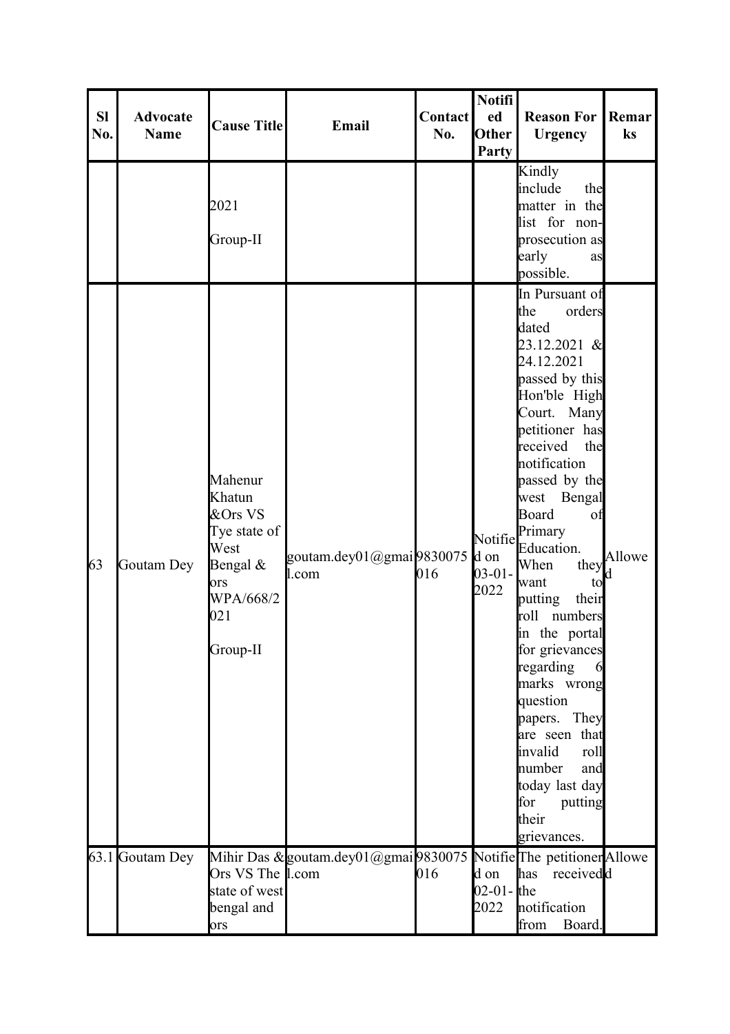| Sl No. | Advocate Name | Cause Title | Email | Contact No. | Notified Other Party | Reason For Urgency | Remarks |
|---|---|---|---|---|---|---|---|
| | | 2021 Group-II | | | | Kindly include the matter in the list for non-prosecution as early as possible. | |
| 63 | Goutam Dey | Mahenur Khatun &Ors VS Tye state of West Bengal & ors WPA/668/2021 Group-II | goutam.dey01@gmail.com | 9830075016 | Notified on 03-01-2022 | In Pursuant of the orders dated 23.12.2021 & 24.12.2021 passed by this Hon'ble High Court. Many petitioner has received the notification passed by the west Bengal Board of Primary Education. When they want to putting their roll numbers in the portal for grievances regarding 6 marks wrong question papers. They are seen that invalid roll number and today last day for putting their grievances. | Allowed |
| 63.1 | Goutam Dey | Mihir Das & Ors VS The state of west bengal and ors | goutam.dey01@gmail.com | 9830075016 | Notified on 02-01-2022 | The petitioner has received the notification from Board. | Allowed |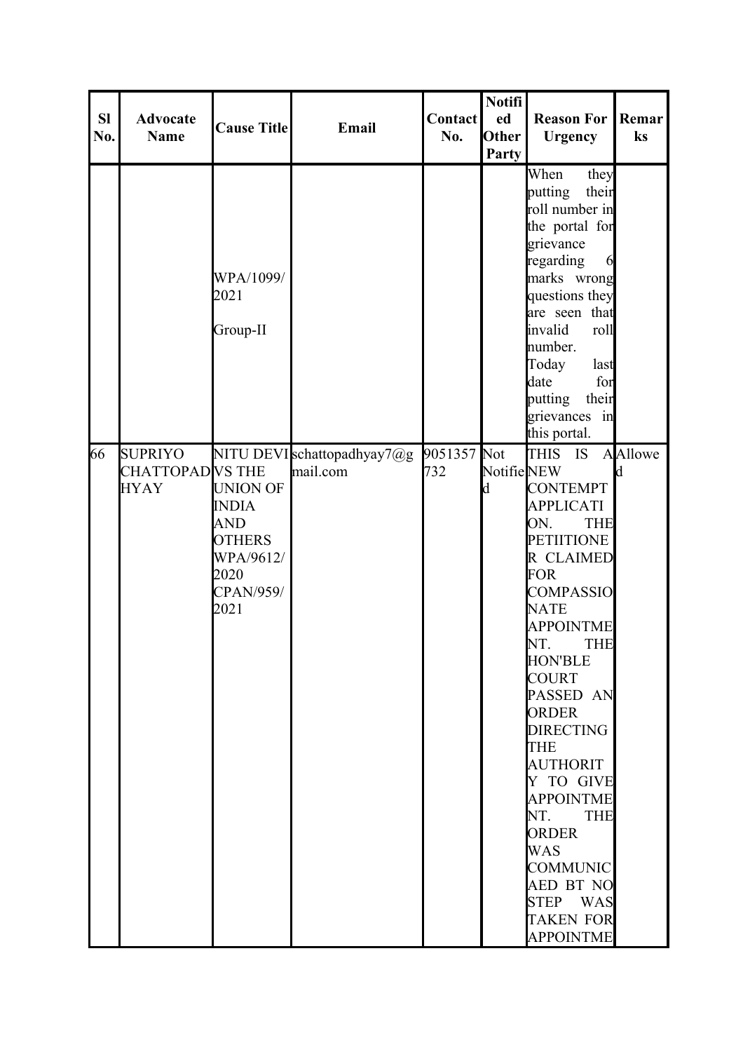| Sl No. | Advocate Name | Cause Title | Email | Contact No. | Notified Other Party | Reason For Urgency | Remarks |
|---|---|---|---|---|---|---|---|
| | | WPA/1099/2021 Group-II | | | | When they putting their roll number in the portal for grievance regarding 6 marks wrong questions they are seen that invalid roll number. Today last date for putting their grievances in this portal. | |
| 66 | SUPRIYO CHATTOPADHYAY | NITU DEVI VS THE UNION OF INDIA AND OTHERS WPA/9612/2020 CPAN/959/2021 | schattopadhyay7@gmail.com | 9051357732 | Not Notified | THIS IS A NEW CONTEMPT APPLICATION. THE PETIITIONER CLAIMED FOR COMPASSIONATE APPOINTMENT. THE HON'BLE COURT PASSED AN ORDER DIRECTING THE AUTHORITY TO GIVE APPOINTMENT. THE ORDER WAS COMMUNICAED BT NO STEP WAS TAKEN FOR APPOINTME | Allowed |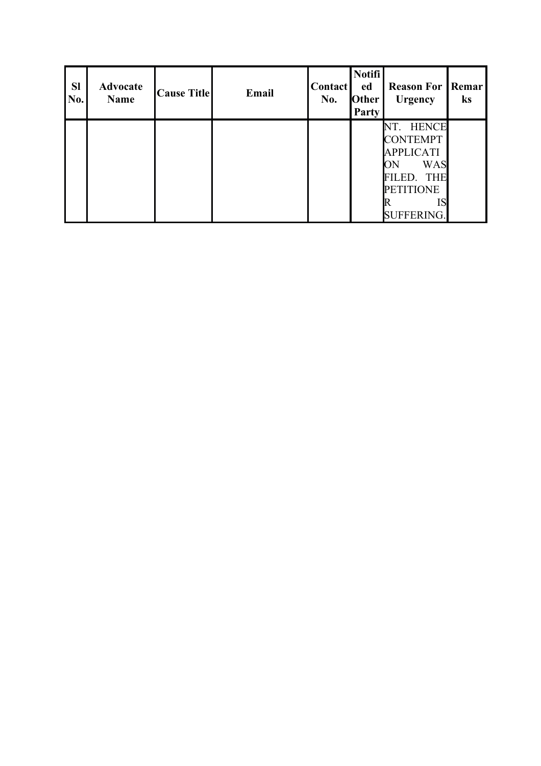| Sl No. | Advocate Name | Cause Title | Email | Contact No. | Notified Other Party | Reason For Urgency | Remarks |
|---|---|---|---|---|---|---|---|
| | | | | | | NT. HENCE CONTEMPT APPLICATION WAS FILED. THE PETITIONER IS SUFFERING. | |